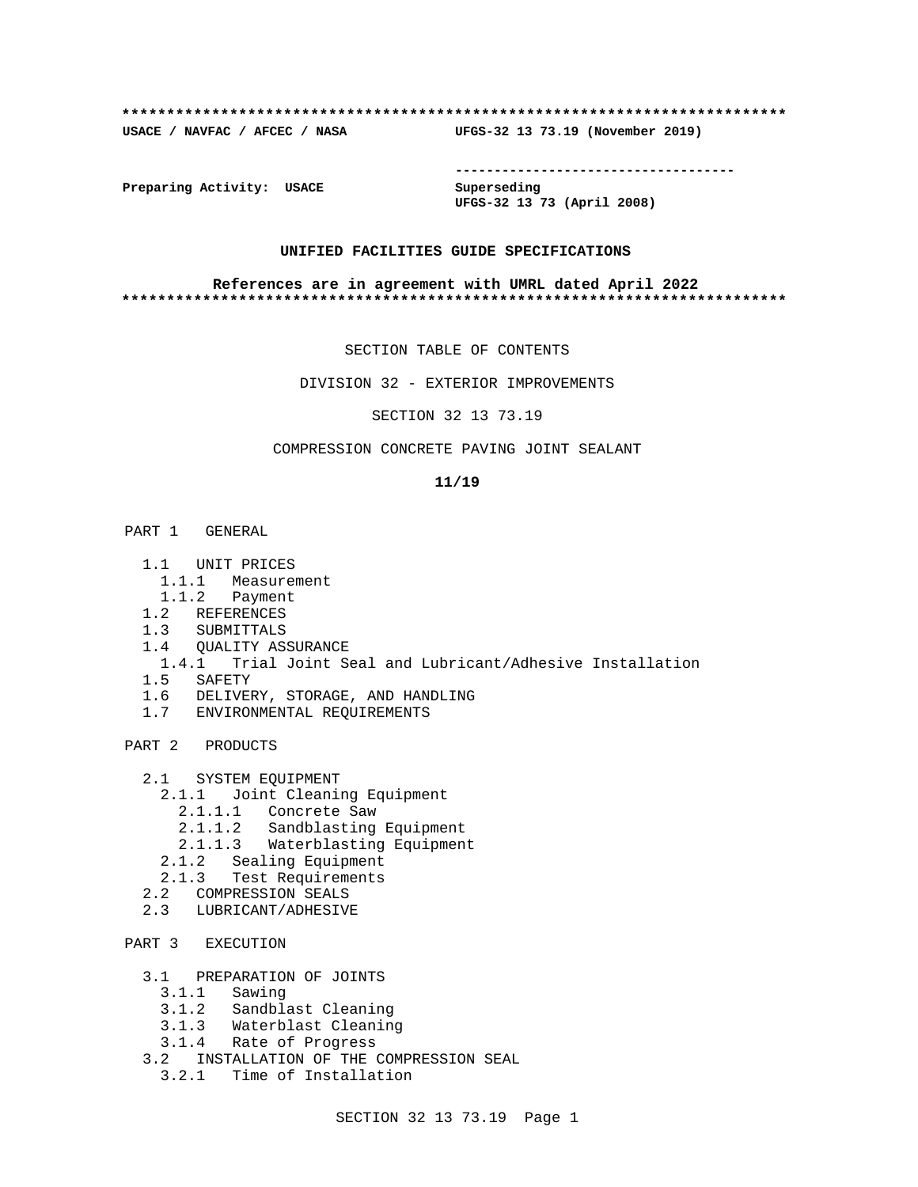**************************************************************************

**USACE / NAVFAC / AFCEC / NASA** **UFGS-32 13 73.19 (November 2019)**

-----------------------------------

**Preparing Activity: USACE** **Superseding**
**UFGS-32 13 73 (April 2008)**

**UNIFIED FACILITIES GUIDE SPECIFICATIONS**

**References are in agreement with UMRL dated April 2022**

**************************************************************************

SECTION TABLE OF CONTENTS

DIVISION 32 - EXTERIOR IMPROVEMENTS

SECTION 32 13 73.19

COMPRESSION CONCRETE PAVING JOINT SEALANT

**11/19**

PART 1 GENERAL

- 1.1 UNIT PRICES
  - 1.1.1 Measurement
  - 1.1.2 Payment
- 1.2 REFERENCES
- 1.3 SUBMITTALS
- 1.4 QUALITY ASSURANCE
  - 1.4.1 Trial Joint Seal and Lubricant/Adhesive Installation
- 1.5 SAFETY
- 1.6 DELIVERY, STORAGE, AND HANDLING
- 1.7 ENVIRONMENTAL REQUIREMENTS

PART 2 PRODUCTS

- 2.1 SYSTEM EQUIPMENT
  - 2.1.1 Joint Cleaning Equipment
    - 2.1.1.1 Concrete Saw
    - 2.1.1.2 Sandblasting Equipment
    - 2.1.1.3 Waterblasting Equipment
  - 2.1.2 Sealing Equipment
  - 2.1.3 Test Requirements
- 2.2 COMPRESSION SEALS
- 2.3 LUBRICANT/ADHESIVE

PART 3 EXECUTION

- 3.1 PREPARATION OF JOINTS
  - 3.1.1 Sawing
  - 3.1.2 Sandblast Cleaning
  - 3.1.3 Waterblast Cleaning
  - 3.1.4 Rate of Progress
- 3.2 INSTALLATION OF THE COMPRESSION SEAL
  - 3.2.1 Time of Installation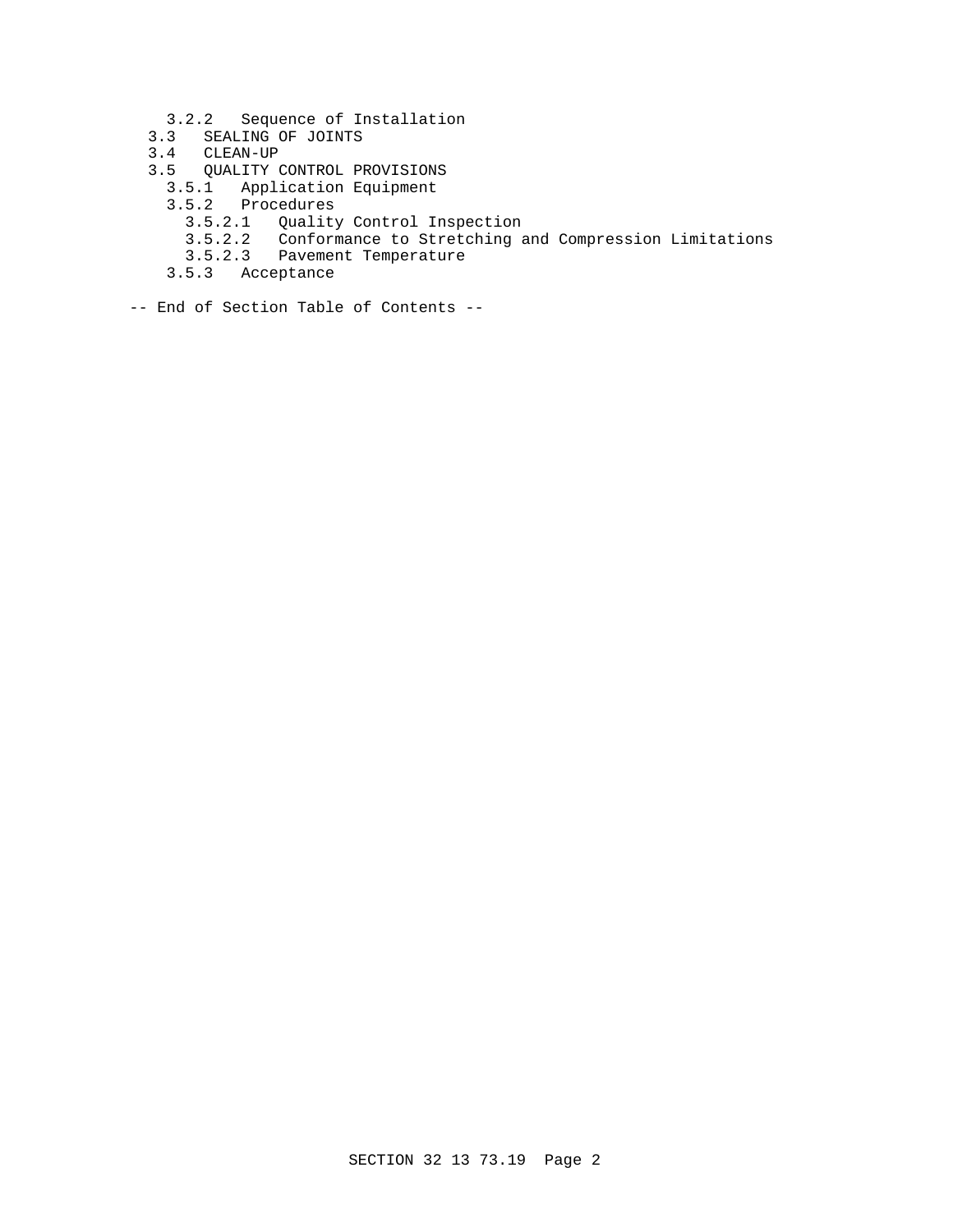3.2.2   Sequence of Installation
  3.3   SEALING OF JOINTS
  3.4   CLEAN-UP
  3.5   QUALITY CONTROL PROVISIONS
    3.5.1   Application Equipment
    3.5.2   Procedures
      3.5.2.1   Quality Control Inspection
      3.5.2.2   Conformance to Stretching and Compression Limitations
      3.5.2.3   Pavement Temperature
    3.5.3   Acceptance

-- End of Section Table of Contents --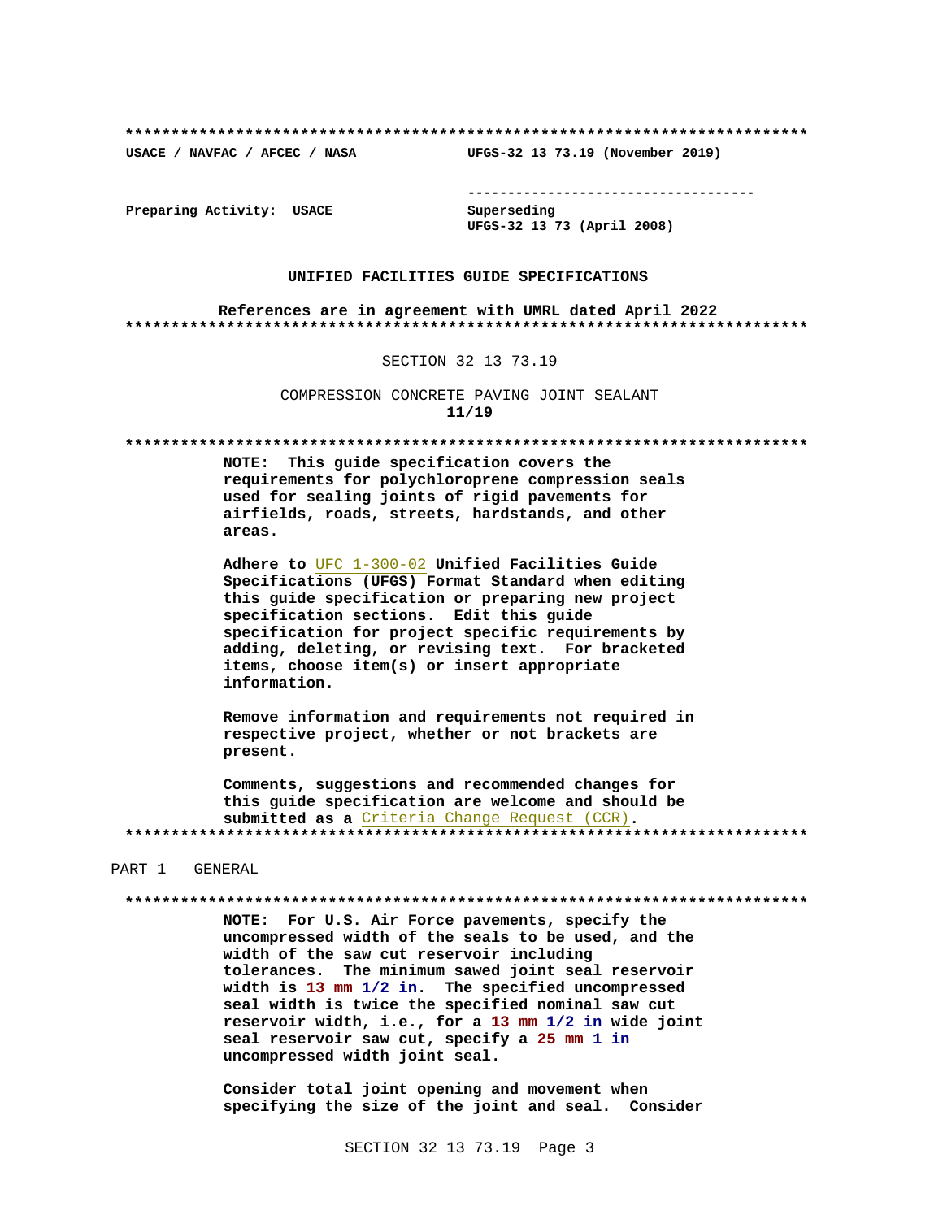**************************************************************************

USACE / NAVFAC / AFCEC / NASA UFGS-32 13 73.19 (November 2019)

-----------------------------------

Preparing Activity: USACE Superseding
UFGS-32 13 73 (April 2008)

**UNIFIED FACILITIES GUIDE SPECIFICATIONS**

**References are in agreement with UMRL dated April 2022**

**************************************************************************

SECTION 32 13 73.19

COMPRESSION CONCRETE PAVING JOINT SEALANT
**11/19**

**************************************************************************

**NOTE: This guide specification covers the requirements for polychloroprene compression seals used for sealing joints of rigid pavements for airfields, roads, streets, hardstands, and other areas.**

**Adhere to UFC 1-300-02 Unified Facilities Guide Specifications (UFGS) Format Standard when editing this guide specification or preparing new project specification sections. Edit this guide specification for project specific requirements by adding, deleting, or revising text. For bracketed items, choose item(s) or insert appropriate information.**

**Remove information and requirements not required in respective project, whether or not brackets are present.**

**Comments, suggestions and recommended changes for this guide specification are welcome and should be submitted as a Criteria Change Request (CCR).**

**************************************************************************

PART 1 GENERAL

**************************************************************************

**NOTE: For U.S. Air Force pavements, specify the uncompressed width of the seals to be used, and the width of the saw cut reservoir including tolerances. The minimum sawed joint seal reservoir width is 13 mm 1/2 in. The specified uncompressed seal width is twice the specified nominal saw cut reservoir width, i.e., for a 13 mm 1/2 in wide joint seal reservoir saw cut, specify a 25 mm 1 in uncompressed width joint seal.**

**Consider total joint opening and movement when specifying the size of the joint and seal. Consider**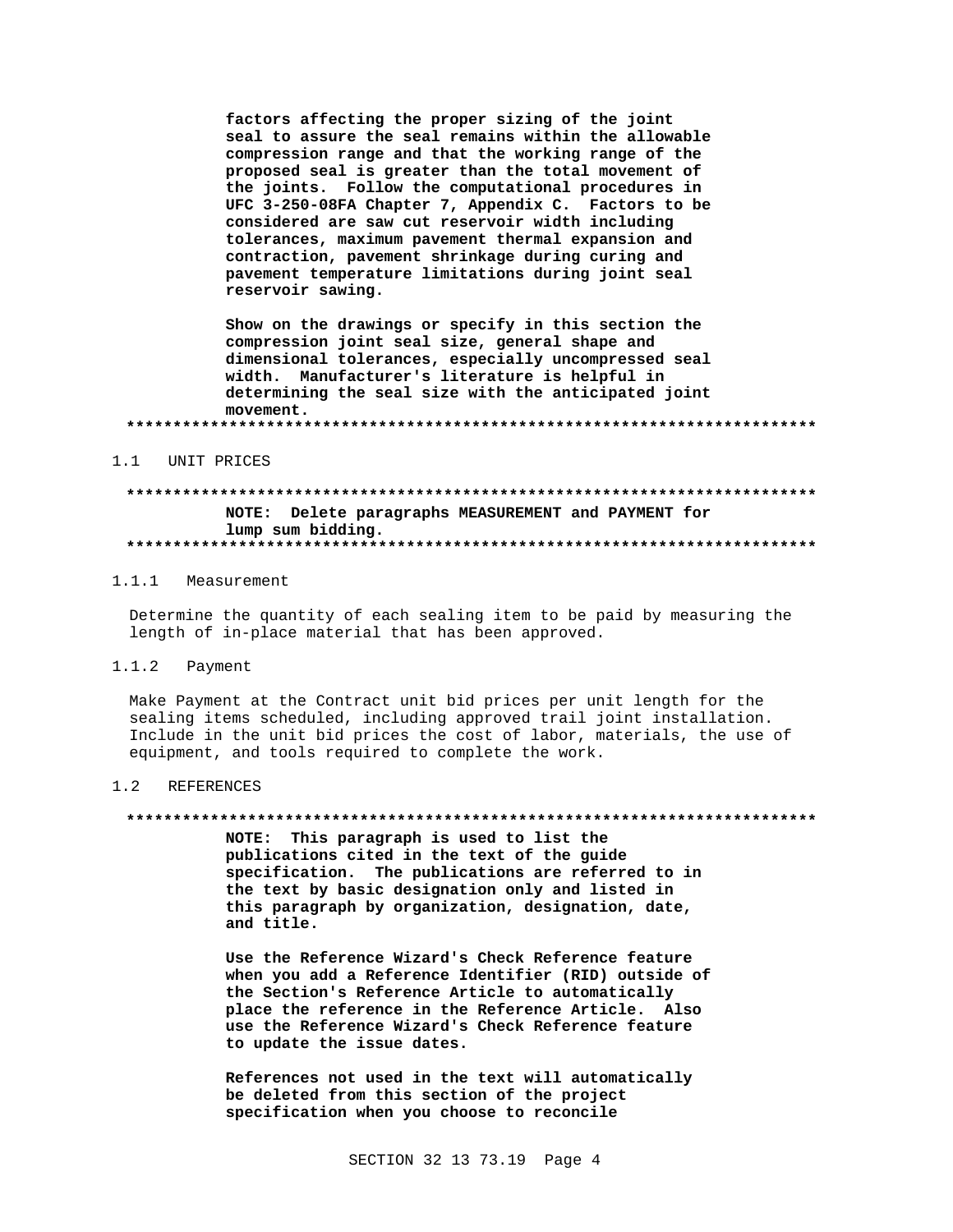**factors affecting the proper sizing of the joint seal to assure the seal remains within the allowable compression range and that the working range of the proposed seal is greater than the total movement of the joints. Follow the computational procedures in UFC 3-250-08FA Chapter 7, Appendix C. Factors to be considered are saw cut reservoir width including tolerances, maximum pavement thermal expansion and contraction, pavement shrinkage during curing and pavement temperature limitations during joint seal reservoir sawing.**

**Show on the drawings or specify in this section the compression joint seal size, general shape and dimensional tolerances, especially uncompressed seal width. Manufacturer's literature is helpful in determining the seal size with the anticipated joint movement.**

**************************************************************************

## 1.1 UNIT PRICES

**************************************************************************

**NOTE: Delete paragraphs MEASUREMENT and PAYMENT for lump sum bidding.**

**************************************************************************

### 1.1.1 Measurement

Determine the quantity of each sealing item to be paid by measuring the length of in-place material that has been approved.

### 1.1.2 Payment

Make Payment at the Contract unit bid prices per unit length for the sealing items scheduled, including approved trail joint installation. Include in the unit bid prices the cost of labor, materials, the use of equipment, and tools required to complete the work.

## 1.2 REFERENCES

**************************************************************************

**NOTE: This paragraph is used to list the publications cited in the text of the guide specification. The publications are referred to in the text by basic designation only and listed in this paragraph by organization, designation, date, and title.**

**Use the Reference Wizard's Check Reference feature when you add a Reference Identifier (RID) outside of the Section's Reference Article to automatically place the reference in the Reference Article. Also use the Reference Wizard's Check Reference feature to update the issue dates.**

**References not used in the text will automatically be deleted from this section of the project specification when you choose to reconcile**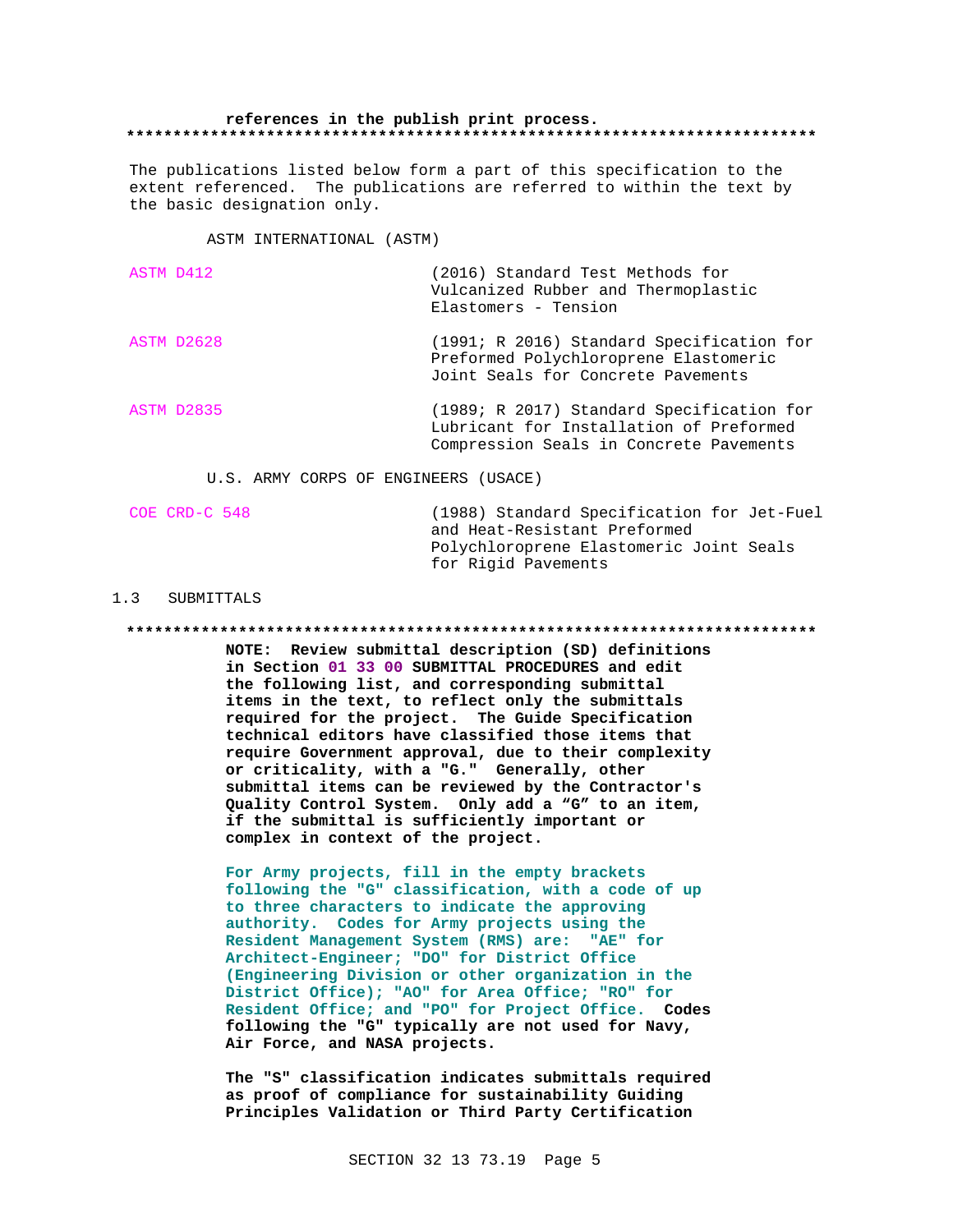**references in the publish print process.**

**************************************************************************

The publications listed below form a part of this specification to the extent referenced. The publications are referred to within the text by the basic designation only.

ASTM INTERNATIONAL (ASTM)

| | |
|---|---|
| ASTM D412 | (2016) Standard Test Methods for Vulcanized Rubber and Thermoplastic Elastomers - Tension |
| ASTM D2628 | (1991; R 2016) Standard Specification for Preformed Polychloroprene Elastomeric Joint Seals for Concrete Pavements |
| ASTM D2835 | (1989; R 2017) Standard Specification for Lubricant for Installation of Preformed Compression Seals in Concrete Pavements |

U.S. ARMY CORPS OF ENGINEERS (USACE)

| | |
|---|---|
| COE CRD-C 548 | (1988) Standard Specification for Jet-Fuel and Heat-Resistant Preformed Polychloroprene Elastomeric Joint Seals for Rigid Pavements |

## 1.3 SUBMITTALS

**************************************************************************

**NOTE: Review submittal description (SD) definitions in Section 01 33 00 SUBMITTAL PROCEDURES and edit the following list, and corresponding submittal items in the text, to reflect only the submittals required for the project. The Guide Specification technical editors have classified those items that require Government approval, due to their complexity or criticality, with a "G." Generally, other submittal items can be reviewed by the Contractor's Quality Control System. Only add a "G" to an item, if the submittal is sufficiently important or complex in context of the project.**

**For Army projects, fill in the empty brackets following the "G" classification, with a code of up to three characters to indicate the approving authority. Codes for Army projects using the Resident Management System (RMS) are: "AE" for Architect-Engineer; "DO" for District Office (Engineering Division or other organization in the District Office); "AO" for Area Office; "RO" for Resident Office; and "PO" for Project Office. Codes following the "G" typically are not used for Navy, Air Force, and NASA projects.**

**The "S" classification indicates submittals required as proof of compliance for sustainability Guiding Principles Validation or Third Party Certification**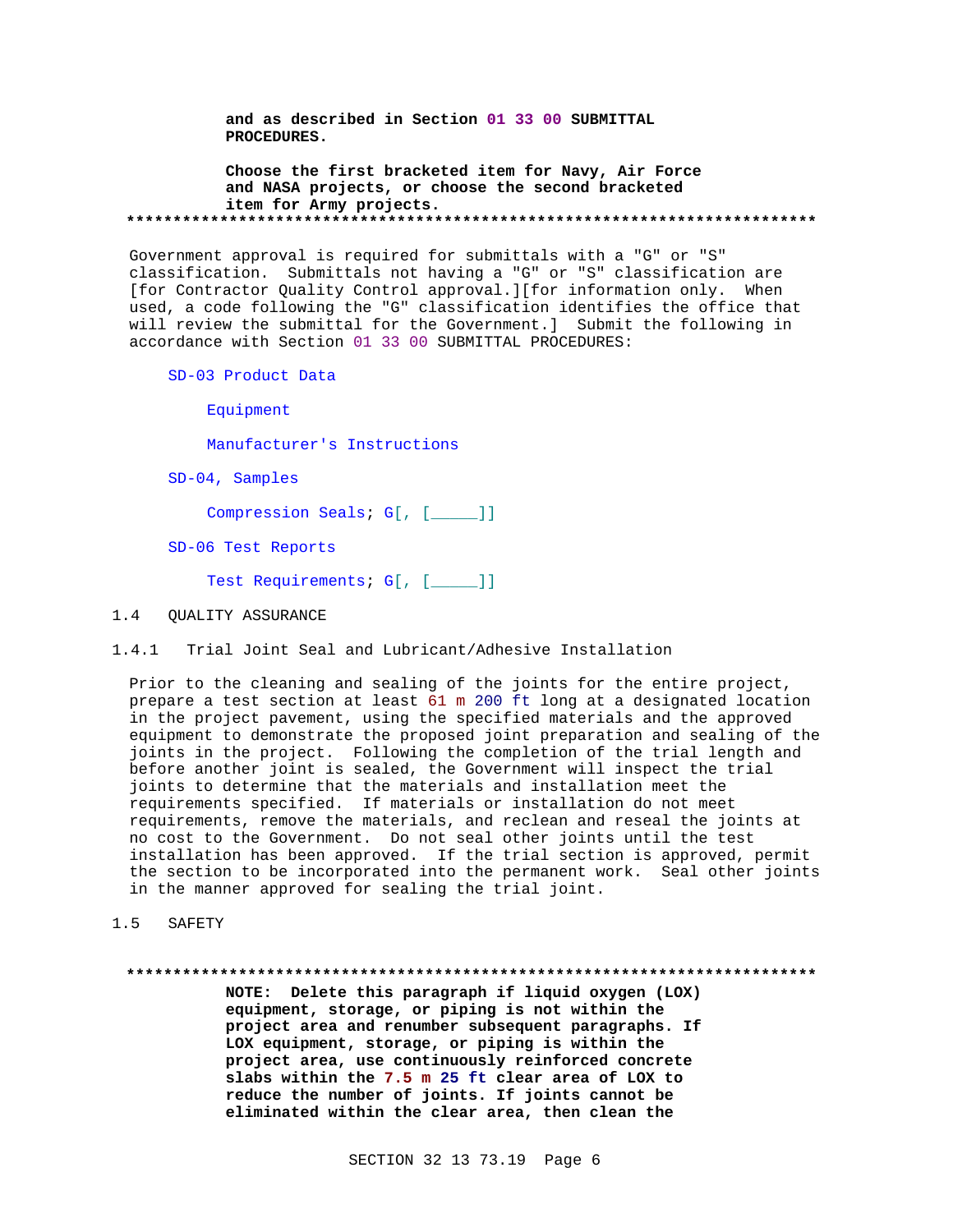**and as described in Section 01 33 00 SUBMITTAL PROCEDURES.**

**Choose the first bracketed item for Navy, Air Force and NASA projects, or choose the second bracketed item for Army projects.**
**************************************************************************

Government approval is required for submittals with a "G" or "S" classification. Submittals not having a "G" or "S" classification are [for Contractor Quality Control approval.][for information only. When used, a code following the "G" classification identifies the office that will review the submittal for the Government.] Submit the following in accordance with Section 01 33 00 SUBMITTAL PROCEDURES:

SD-03 Product Data

Equipment

Manufacturer's Instructions

SD-04, Samples

Compression Seals; G[, [_____]]

SD-06 Test Reports

Test Requirements; G[, [_____]]

## 1.4 QUALITY ASSURANCE

### 1.4.1 Trial Joint Seal and Lubricant/Adhesive Installation

Prior to the cleaning and sealing of the joints for the entire project, prepare a test section at least 61 m 200 ft long at a designated location in the project pavement, using the specified materials and the approved equipment to demonstrate the proposed joint preparation and sealing of the joints in the project. Following the completion of the trial length and before another joint is sealed, the Government will inspect the trial joints to determine that the materials and installation meet the requirements specified. If materials or installation do not meet requirements, remove the materials, and reclean and reseal the joints at no cost to the Government. Do not seal other joints until the test installation has been approved. If the trial section is approved, permit the section to be incorporated into the permanent work. Seal other joints in the manner approved for sealing the trial joint.

## 1.5 SAFETY

**************************************************************************
**NOTE: Delete this paragraph if liquid oxygen (LOX) equipment, storage, or piping is not within the project area and renumber subsequent paragraphs. If LOX equipment, storage, or piping is within the project area, use continuously reinforced concrete slabs within the 7.5 m 25 ft clear area of LOX to reduce the number of joints. If joints cannot be eliminated within the clear area, then clean the**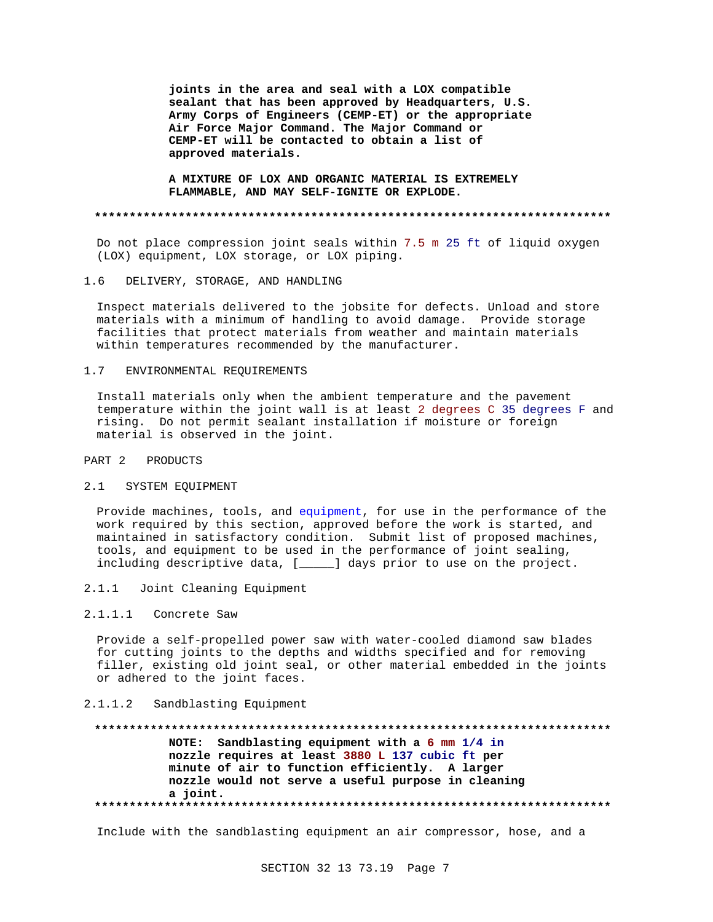**joints in the area and seal with a LOX compatible sealant that has been approved by Headquarters, U.S. Army Corps of Engineers (CEMP-ET) or the appropriate Air Force Major Command. The Major Command or CEMP-ET will be contacted to obtain a list of approved materials.**

**A MIXTURE OF LOX AND ORGANIC MATERIAL IS EXTREMELY FLAMMABLE, AND MAY SELF-IGNITE OR EXPLODE.**

**************************************************************************

Do not place compression joint seals within 7.5 m 25 ft of liquid oxygen (LOX) equipment, LOX storage, or LOX piping.

## 1.6 DELIVERY, STORAGE, AND HANDLING

Inspect materials delivered to the jobsite for defects. Unload and store materials with a minimum of handling to avoid damage. Provide storage facilities that protect materials from weather and maintain materials within temperatures recommended by the manufacturer.

## 1.7 ENVIRONMENTAL REQUIREMENTS

Install materials only when the ambient temperature and the pavement temperature within the joint wall is at least 2 degrees C 35 degrees F and rising. Do not permit sealant installation if moisture or foreign material is observed in the joint.

# PART 2 PRODUCTS

## 2.1 SYSTEM EQUIPMENT

Provide machines, tools, and equipment, for use in the performance of the work required by this section, approved before the work is started, and maintained in satisfactory condition. Submit list of proposed machines, tools, and equipment to be used in the performance of joint sealing, including descriptive data, [_____] days prior to use on the project.

### 2.1.1 Joint Cleaning Equipment

#### 2.1.1.1 Concrete Saw

Provide a self-propelled power saw with water-cooled diamond saw blades for cutting joints to the depths and widths specified and for removing filler, existing old joint seal, or other material embedded in the joints or adhered to the joint faces.

#### 2.1.1.2 Sandblasting Equipment

**************************************************************************
**NOTE: Sandblasting equipment with a 6 mm 1/4 in nozzle requires at least 3880 L 137 cubic ft per minute of air to function efficiently. A larger nozzle would not serve a useful purpose in cleaning a joint.**
**************************************************************************

Include with the sandblasting equipment an air compressor, hose, and a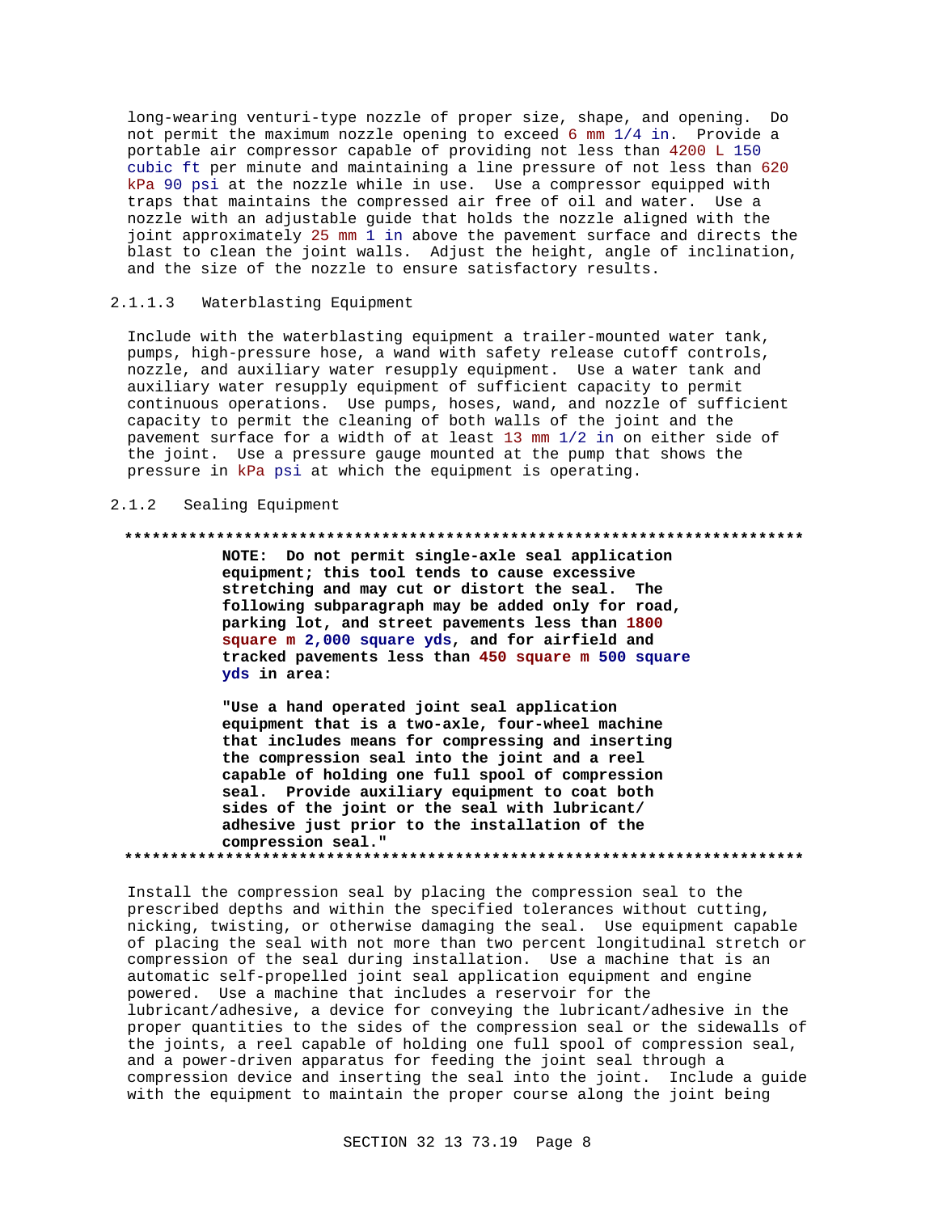long-wearing venturi-type nozzle of proper size, shape, and opening. Do not permit the maximum nozzle opening to exceed 6 mm 1/4 in. Provide a portable air compressor capable of providing not less than 4200 L 150 cubic ft per minute and maintaining a line pressure of not less than 620 kPa 90 psi at the nozzle while in use. Use a compressor equipped with traps that maintains the compressed air free of oil and water. Use a nozzle with an adjustable guide that holds the nozzle aligned with the joint approximately 25 mm 1 in above the pavement surface and directs the blast to clean the joint walls. Adjust the height, angle of inclination, and the size of the nozzle to ensure satisfactory results.

#### 2.1.1.3 Waterblasting Equipment

Include with the waterblasting equipment a trailer-mounted water tank, pumps, high-pressure hose, a wand with safety release cutoff controls, nozzle, and auxiliary water resupply equipment. Use a water tank and auxiliary water resupply equipment of sufficient capacity to permit continuous operations. Use pumps, hoses, wand, and nozzle of sufficient capacity to permit the cleaning of both walls of the joint and the pavement surface for a width of at least 13 mm 1/2 in on either side of the joint. Use a pressure gauge mounted at the pump that shows the pressure in kPa psi at which the equipment is operating.

### 2.1.2 Sealing Equipment

**************************************************************************

**NOTE: Do not permit single-axle seal application equipment; this tool tends to cause excessive stretching and may cut or distort the seal. The following subparagraph may be added only for road, parking lot, and street pavements less than 1800 square m 2,000 square yds, and for airfield and tracked pavements less than 450 square m 500 square yds in area:**

**"Use a hand operated joint seal application equipment that is a two-axle, four-wheel machine that includes means for compressing and inserting the compression seal into the joint and a reel capable of holding one full spool of compression seal. Provide auxiliary equipment to coat both sides of the joint or the seal with lubricant/ adhesive just prior to the installation of the compression seal."**

**************************************************************************

Install the compression seal by placing the compression seal to the prescribed depths and within the specified tolerances without cutting, nicking, twisting, or otherwise damaging the seal. Use equipment capable of placing the seal with not more than two percent longitudinal stretch or compression of the seal during installation. Use a machine that is an automatic self-propelled joint seal application equipment and engine powered. Use a machine that includes a reservoir for the lubricant/adhesive, a device for conveying the lubricant/adhesive in the proper quantities to the sides of the compression seal or the sidewalls of the joints, a reel capable of holding one full spool of compression seal, and a power-driven apparatus for feeding the joint seal through a compression device and inserting the seal into the joint. Include a guide with the equipment to maintain the proper course along the joint being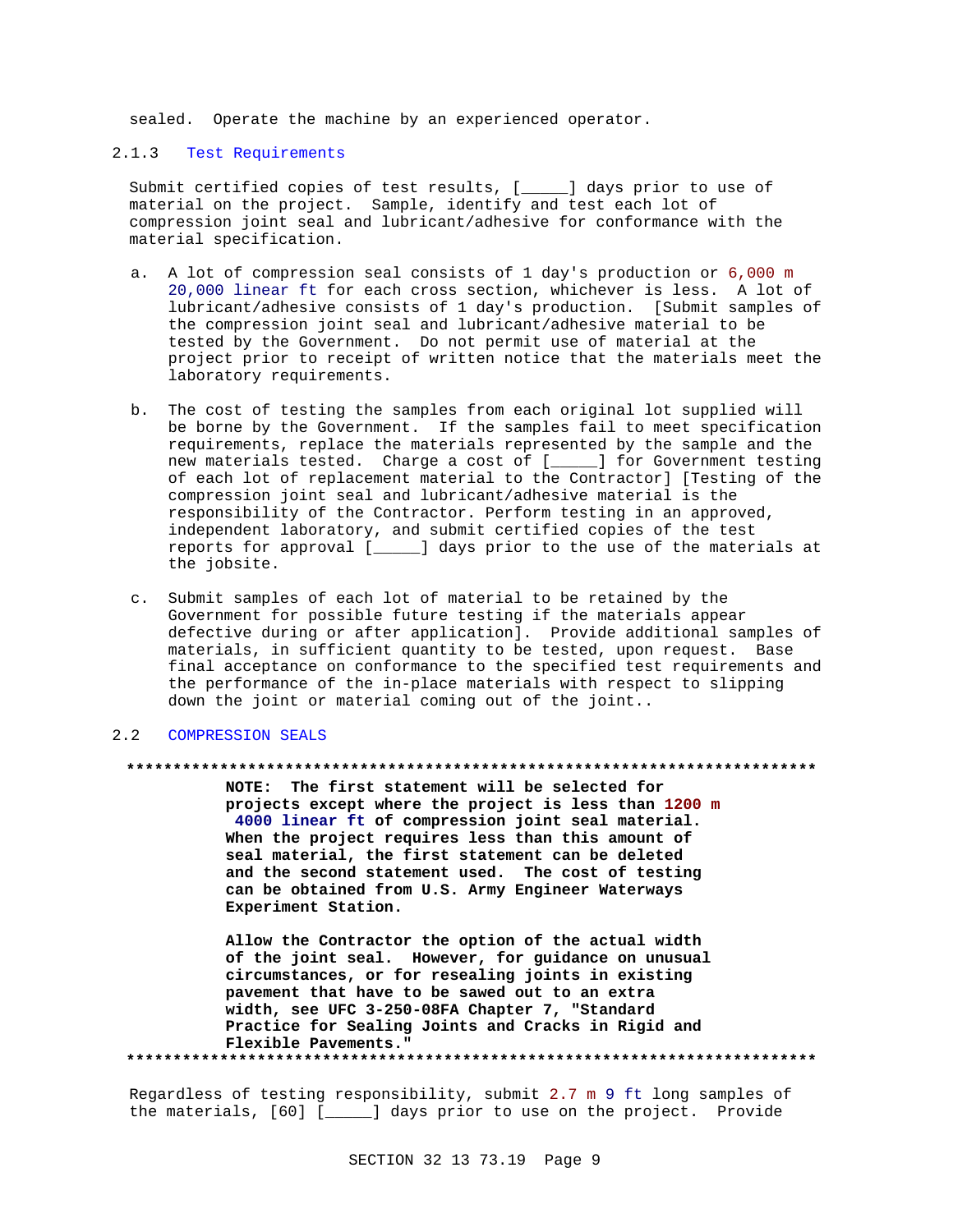sealed. Operate the machine by an experienced operator.

### 2.1.3 Test Requirements

Submit certified copies of test results, [_____] days prior to use of material on the project. Sample, identify and test each lot of compression joint seal and lubricant/adhesive for conformance with the material specification.

a. A lot of compression seal consists of 1 day's production or 6,000 m 20,000 linear ft for each cross section, whichever is less. A lot of lubricant/adhesive consists of 1 day's production. [Submit samples of the compression joint seal and lubricant/adhesive material to be tested by the Government. Do not permit use of material at the project prior to receipt of written notice that the materials meet the laboratory requirements.

b. The cost of testing the samples from each original lot supplied will be borne by the Government. If the samples fail to meet specification requirements, replace the materials represented by the sample and the new materials tested. Charge a cost of [_____] for Government testing of each lot of replacement material to the Contractor] [Testing of the compression joint seal and lubricant/adhesive material is the responsibility of the Contractor. Perform testing in an approved, independent laboratory, and submit certified copies of the test reports for approval [_____] days prior to the use of the materials at the jobsite.

c. Submit samples of each lot of material to be retained by the Government for possible future testing if the materials appear defective during or after application]. Provide additional samples of materials, in sufficient quantity to be tested, upon request. Base final acceptance on conformance to the specified test requirements and the performance of the in-place materials with respect to slipping down the joint or material coming out of the joint..

## 2.2 COMPRESSION SEALS

**************************************************************************

**NOTE: The first statement will be selected for projects except where the project is less than 1200 m 4000 linear ft of compression joint seal material. When the project requires less than this amount of seal material, the first statement can be deleted and the second statement used. The cost of testing can be obtained from U.S. Army Engineer Waterways Experiment Station.**

**Allow the Contractor the option of the actual width of the joint seal. However, for guidance on unusual circumstances, or for resealing joints in existing pavement that have to be sawed out to an extra width, see UFC 3-250-08FA Chapter 7, "Standard Practice for Sealing Joints and Cracks in Rigid and Flexible Pavements."**

**************************************************************************

Regardless of testing responsibility, submit 2.7 m 9 ft long samples of the materials, [60] [_____] days prior to use on the project. Provide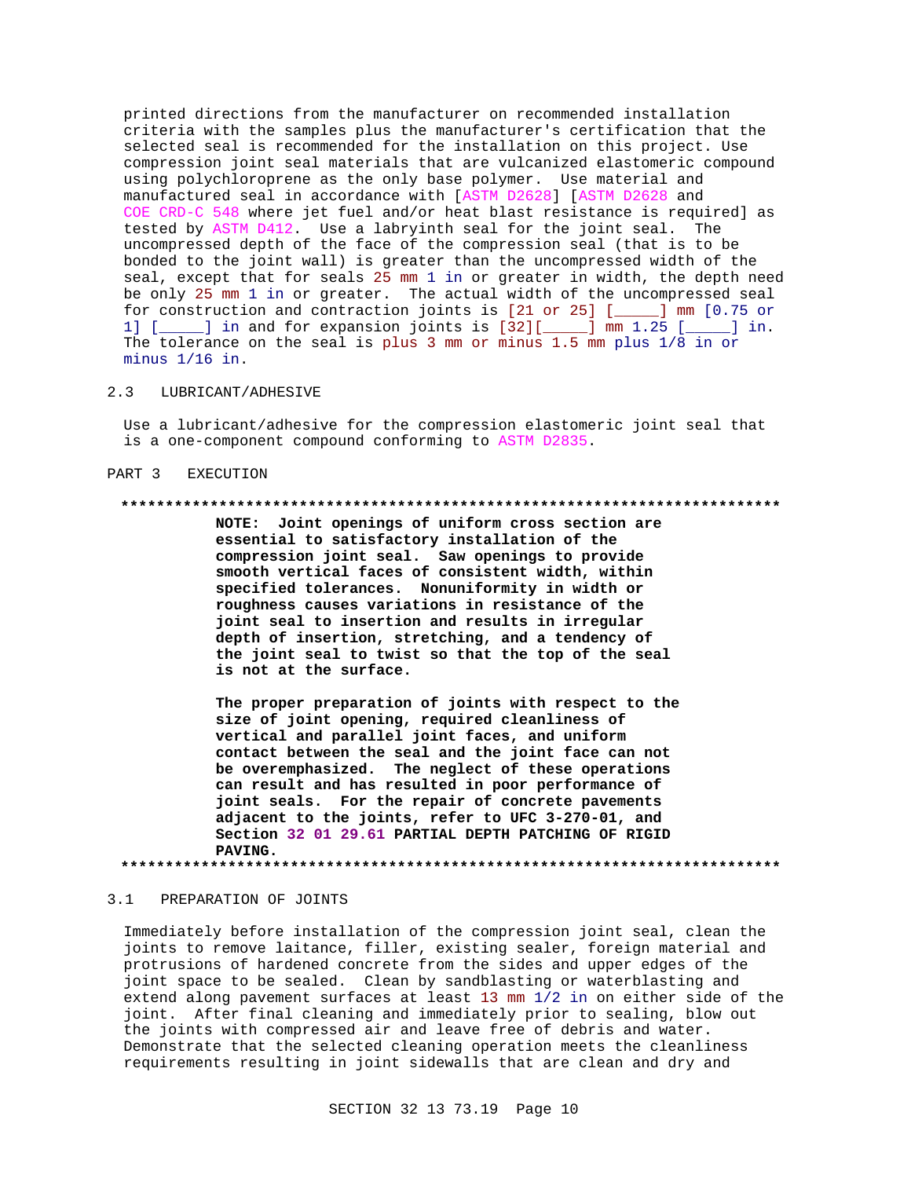printed directions from the manufacturer on recommended installation criteria with the samples plus the manufacturer's certification that the selected seal is recommended for the installation on this project. Use compression joint seal materials that are vulcanized elastomeric compound using polychloroprene as the only base polymer. Use material and manufactured seal in accordance with [ASTM D2628] [ASTM D2628 and COE CRD-C 548 where jet fuel and/or heat blast resistance is required] as tested by ASTM D412. Use a labryinth seal for the joint seal. The uncompressed depth of the face of the compression seal (that is to be bonded to the joint wall) is greater than the uncompressed width of the seal, except that for seals 25 mm 1 in or greater in width, the depth need be only 25 mm 1 in or greater. The actual width of the uncompressed seal for construction and contraction joints is [21 or 25] [_____] mm [0.75 or 1] [_____] in and for expansion joints is [32][_____] mm 1.25 [_____] in. The tolerance on the seal is plus 3 mm or minus 1.5 mm plus 1/8 in or minus 1/16 in.

## 2.3 LUBRICANT/ADHESIVE

Use a lubricant/adhesive for the compression elastomeric joint seal that is a one-component compound conforming to ASTM D2835.

# PART 3 EXECUTION

**************************************************************************

**NOTE: Joint openings of uniform cross section are essential to satisfactory installation of the compression joint seal. Saw openings to provide smooth vertical faces of consistent width, within specified tolerances. Nonuniformity in width or roughness causes variations in resistance of the joint seal to insertion and results in irregular depth of insertion, stretching, and a tendency of the joint seal to twist so that the top of the seal is not at the surface.**

**The proper preparation of joints with respect to the size of joint opening, required cleanliness of vertical and parallel joint faces, and uniform contact between the seal and the joint face can not be overemphasized. The neglect of these operations can result and has resulted in poor performance of joint seals. For the repair of concrete pavements adjacent to the joints, refer to UFC 3-270-01, and Section 32 01 29.61 PARTIAL DEPTH PATCHING OF RIGID PAVING.**

**************************************************************************

## 3.1 PREPARATION OF JOINTS

Immediately before installation of the compression joint seal, clean the joints to remove laitance, filler, existing sealer, foreign material and protrusions of hardened concrete from the sides and upper edges of the joint space to be sealed. Clean by sandblasting or waterblasting and extend along pavement surfaces at least 13 mm 1/2 in on either side of the joint. After final cleaning and immediately prior to sealing, blow out the joints with compressed air and leave free of debris and water. Demonstrate that the selected cleaning operation meets the cleanliness requirements resulting in joint sidewalls that are clean and dry and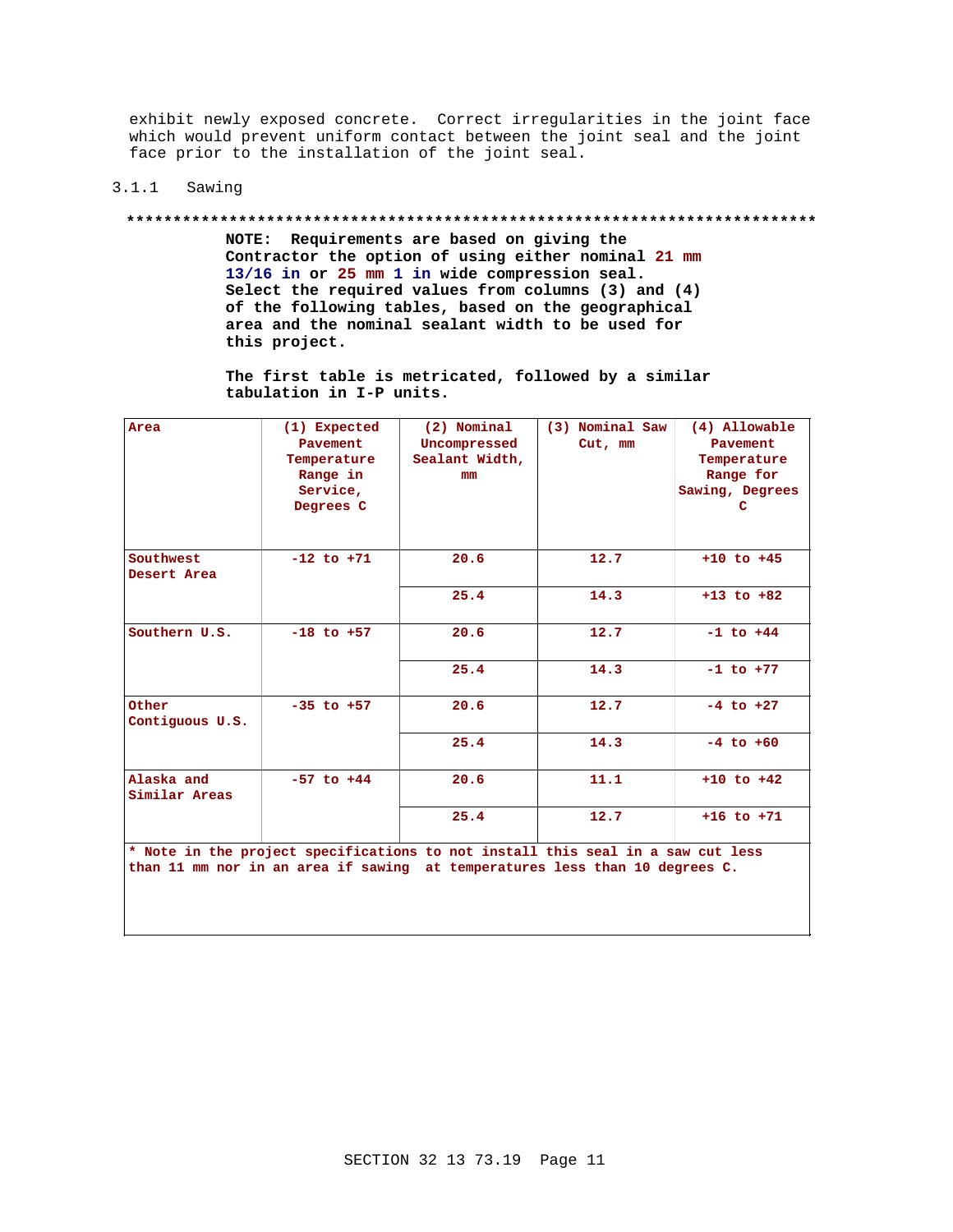exhibit newly exposed concrete. Correct irregularities in the joint face which would prevent uniform contact between the joint seal and the joint face prior to the installation of the joint seal.

### 3.1.1 Sawing

**************************************************************************

**NOTE: Requirements are based on giving the Contractor the option of using either nominal 21 mm 13/16 in or 25 mm 1 in wide compression seal. Select the required values from columns (3) and (4) of the following tables, based on the geographical area and the nominal sealant width to be used for this project.**

**The first table is metricated, followed by a similar tabulation in I-P units.**

| Area | (1) Expected Pavement Temperature Range in Service, Degrees C | (2) Nominal Uncompressed Sealant Width, mm | (3) Nominal Saw Cut, mm | (4) Allowable Pavement Temperature Range for Sawing, Degrees C |
|---|---|---|---|---|
| Southwest Desert Area | -12 to +71 | 20.6 | 12.7 | +10 to +45 |
| | | 25.4 | 14.3 | +13 to +82 |
| Southern U.S. | -18 to +57 | 20.6 | 12.7 | -1 to +44 |
| | | 25.4 | 14.3 | -1 to +77 |
| Other Contiguous U.S. | -35 to +57 | 20.6 | 12.7 | -4 to +27 |
| | | 25.4 | 14.3 | -4 to +60 |
| Alaska and Similar Areas | -57 to +44 | 20.6 | 11.1 | +10 to +42 |
| | | 25.4 | 12.7 | +16 to +71 |
| * Note in the project specifications to not install this seal in a saw cut less than 11 mm nor in an area if sawing at temperatures less than 10 degrees C. | | | | |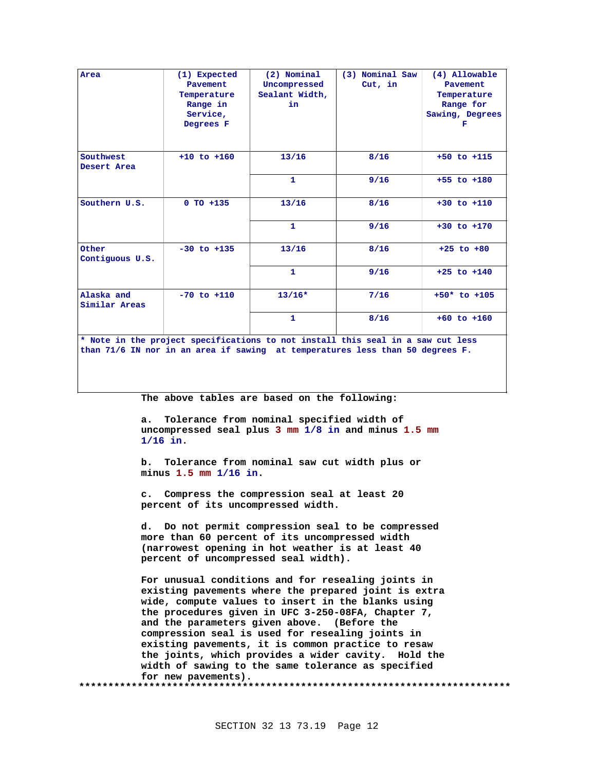| Area | (1) Expected Pavement Temperature Range in Service, Degrees F | (2) Nominal Uncompressed Sealant Width, in | (3) Nominal Saw Cut, in | (4) Allowable Pavement Temperature Range for Sawing, Degrees F |
|---|---|---|---|---|
| Southwest Desert Area | +10 to +160 | 13/16 | 8/16 | +50 to +115 |
| | | 1 | 9/16 | +55 to +180 |
| Southern U.S. | 0 TO +135 | 13/16 | 8/16 | +30 to +110 |
| | | 1 | 9/16 | +30 to +170 |
| Other Contiguous U.S. | -30 to +135 | 13/16 | 8/16 | +25 to +80 |
| | | 1 | 9/16 | +25 to +140 |
| Alaska and Similar Areas | -70 to +110 | 13/16* | 7/16 | +50* to +105 |
| | | 1 | 8/16 | +60 to +160 |

* Note in the project specifications to not install this seal in a saw cut less than 71/6 IN nor in an area if sawing at temperatures less than 50 degrees F.

The above tables are based on the following:

a. Tolerance from nominal specified width of uncompressed seal plus 3 mm 1/8 in and minus 1.5 mm 1/16 in.

b. Tolerance from nominal saw cut width plus or minus 1.5 mm 1/16 in.

c. Compress the compression seal at least 20 percent of its uncompressed width.

d. Do not permit compression seal to be compressed more than 60 percent of its uncompressed width (narrowest opening in hot weather is at least 40 percent of uncompressed seal width).

For unusual conditions and for resealing joints in existing pavements where the prepared joint is extra wide, compute values to insert in the blanks using the procedures given in UFC 3-250-08FA, Chapter 7, and the parameters given above. (Before the compression seal is used for resealing joints in existing pavements, it is common practice to resaw the joints, which provides a wider cavity. Hold the width of sawing to the same tolerance as specified for new pavements).

**************************************************************************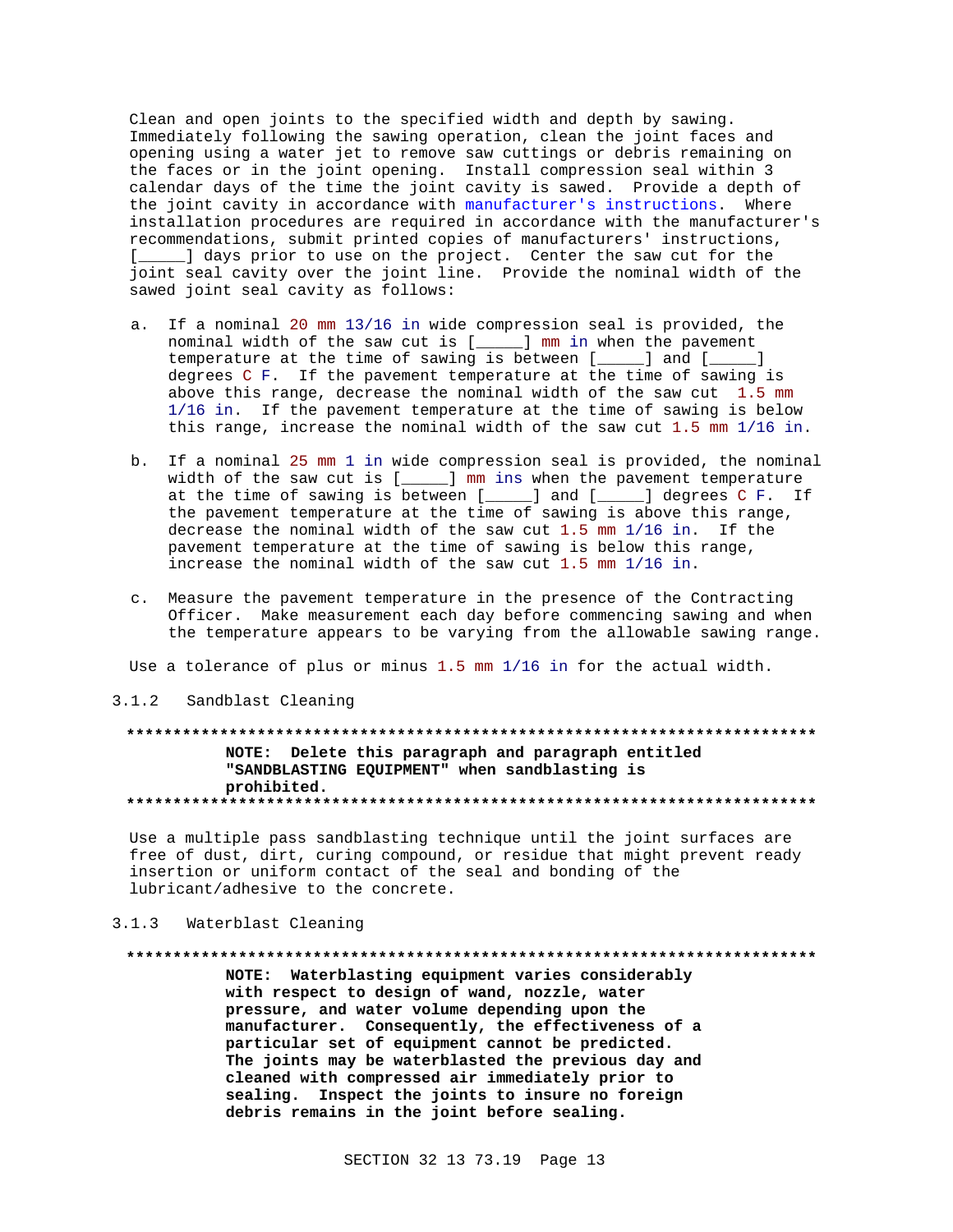Clean and open joints to the specified width and depth by sawing. Immediately following the sawing operation, clean the joint faces and opening using a water jet to remove saw cuttings or debris remaining on the faces or in the joint opening. Install compression seal within 3 calendar days of the time the joint cavity is sawed. Provide a depth of the joint cavity in accordance with manufacturer's instructions. Where installation procedures are required in accordance with the manufacturer's recommendations, submit printed copies of manufacturers' instructions, [_____] days prior to use on the project. Center the saw cut for the joint seal cavity over the joint line. Provide the nominal width of the sawed joint seal cavity as follows:

a. If a nominal 20 mm 13/16 in wide compression seal is provided, the nominal width of the saw cut is [_____] mm in when the pavement temperature at the time of sawing is between [_____] and [_____] degrees C F. If the pavement temperature at the time of sawing is above this range, decrease the nominal width of the saw cut 1.5 mm 1/16 in. If the pavement temperature at the time of sawing is below this range, increase the nominal width of the saw cut 1.5 mm 1/16 in.

b. If a nominal 25 mm 1 in wide compression seal is provided, the nominal width of the saw cut is [_____] mm ins when the pavement temperature at the time of sawing is between [_____] and [_____] degrees C F. If the pavement temperature at the time of sawing is above this range, decrease the nominal width of the saw cut 1.5 mm 1/16 in. If the pavement temperature at the time of sawing is below this range, increase the nominal width of the saw cut 1.5 mm 1/16 in.

c. Measure the pavement temperature in the presence of the Contracting Officer. Make measurement each day before commencing sawing and when the temperature appears to be varying from the allowable sawing range.

Use a tolerance of plus or minus 1.5 mm 1/16 in for the actual width.

### 3.1.2 Sandblast Cleaning

**************************************************************************

**NOTE: Delete this paragraph and paragraph entitled "SANDBLASTING EQUIPMENT" when sandblasting is prohibited.**

**************************************************************************

Use a multiple pass sandblasting technique until the joint surfaces are free of dust, dirt, curing compound, or residue that might prevent ready insertion or uniform contact of the seal and bonding of the lubricant/adhesive to the concrete.

### 3.1.3 Waterblast Cleaning

**************************************************************************

**NOTE: Waterblasting equipment varies considerably with respect to design of wand, nozzle, water pressure, and water volume depending upon the manufacturer. Consequently, the effectiveness of a particular set of equipment cannot be predicted. The joints may be waterblasted the previous day and cleaned with compressed air immediately prior to sealing. Inspect the joints to insure no foreign debris remains in the joint before sealing.**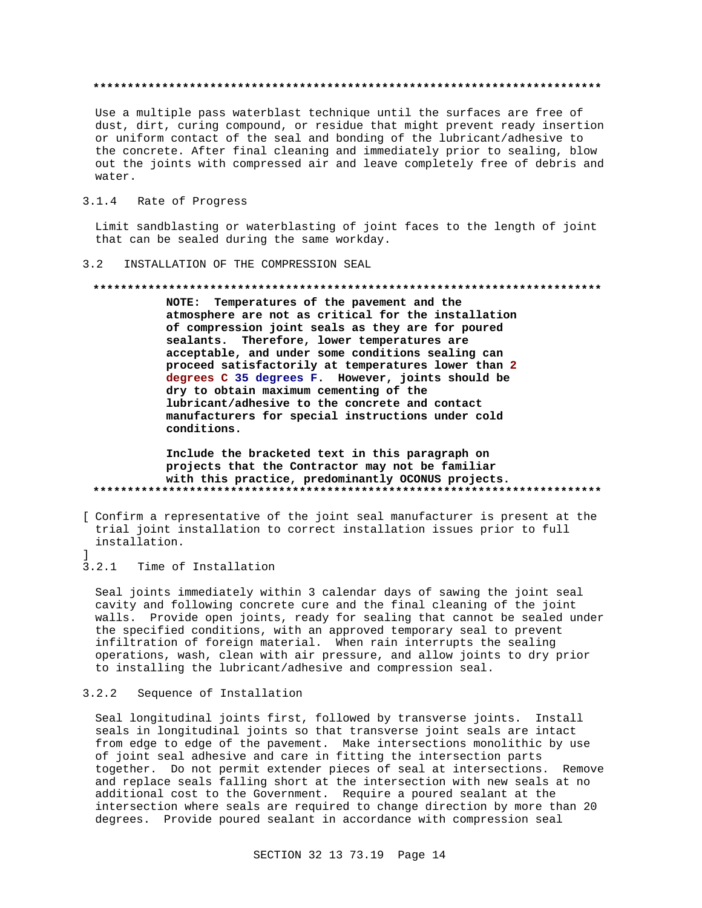**************************************************************************

Use a multiple pass waterblast technique until the surfaces are free of dust, dirt, curing compound, or residue that might prevent ready insertion or uniform contact of the seal and bonding of the lubricant/adhesive to the concrete. After final cleaning and immediately prior to sealing, blow out the joints with compressed air and leave completely free of debris and water.

### 3.1.4 Rate of Progress

Limit sandblasting or waterblasting of joint faces to the length of joint that can be sealed during the same workday.

## 3.2 INSTALLATION OF THE COMPRESSION SEAL

**************************************************************************

**NOTE: Temperatures of the pavement and the atmosphere are not as critical for the installation of compression joint seals as they are for poured sealants. Therefore, lower temperatures are acceptable, and under some conditions sealing can proceed satisfactorily at temperatures lower than 2 degrees C 35 degrees F. However, joints should be dry to obtain maximum cementing of the lubricant/adhesive to the concrete and contact manufacturers for special instructions under cold conditions.**

**Include the bracketed text in this paragraph on projects that the Contractor may not be familiar with this practice, predominantly OCONUS projects.**

**************************************************************************

[ Confirm a representative of the joint seal manufacturer is present at the trial joint installation to correct installation issues prior to full installation.
]

### 3.2.1 Time of Installation

Seal joints immediately within 3 calendar days of sawing the joint seal cavity and following concrete cure and the final cleaning of the joint walls. Provide open joints, ready for sealing that cannot be sealed under the specified conditions, with an approved temporary seal to prevent infiltration of foreign material. When rain interrupts the sealing operations, wash, clean with air pressure, and allow joints to dry prior to installing the lubricant/adhesive and compression seal.

### 3.2.2 Sequence of Installation

Seal longitudinal joints first, followed by transverse joints. Install seals in longitudinal joints so that transverse joint seals are intact from edge to edge of the pavement. Make intersections monolithic by use of joint seal adhesive and care in fitting the intersection parts together. Do not permit extender pieces of seal at intersections. Remove and replace seals falling short at the intersection with new seals at no additional cost to the Government. Require a poured sealant at the intersection where seals are required to change direction by more than 20 degrees. Provide poured sealant in accordance with compression seal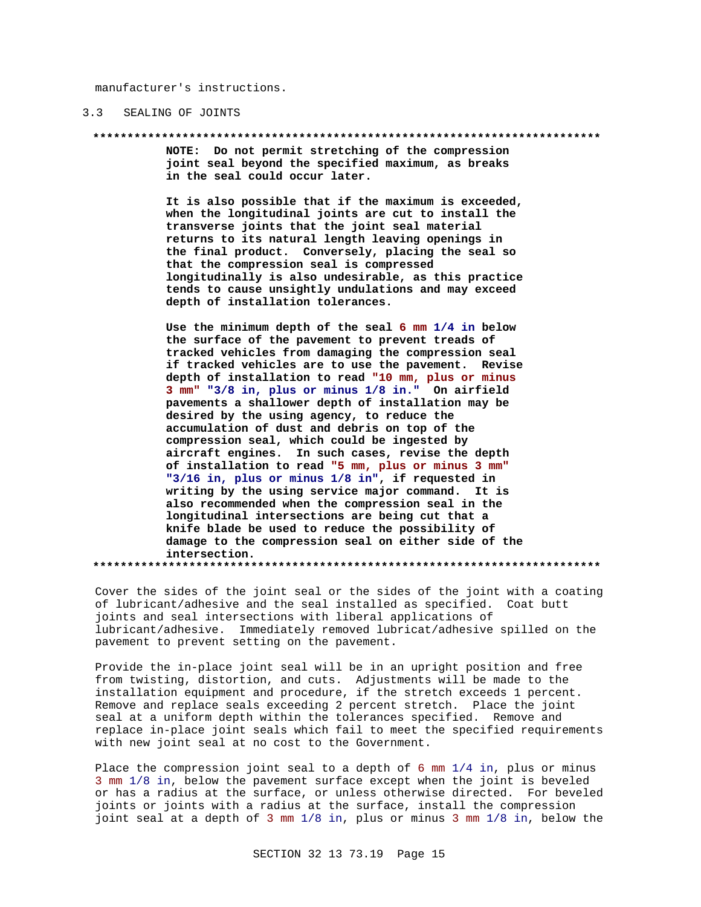manufacturer's instructions.

## 3.3 SEALING OF JOINTS

**************************************************************************

**NOTE: Do not permit stretching of the compression joint seal beyond the specified maximum, as breaks in the seal could occur later.**

**It is also possible that if the maximum is exceeded, when the longitudinal joints are cut to install the transverse joints that the joint seal material returns to its natural length leaving openings in the final product. Conversely, placing the seal so that the compression seal is compressed longitudinally is also undesirable, as this practice tends to cause unsightly undulations and may exceed depth of installation tolerances.**

**Use the minimum depth of the seal 6 mm 1/4 in below the surface of the pavement to prevent treads of tracked vehicles from damaging the compression seal if tracked vehicles are to use the pavement. Revise depth of installation to read "10 mm, plus or minus 3 mm" "3/8 in, plus or minus 1/8 in." On airfield pavements a shallower depth of installation may be desired by the using agency, to reduce the accumulation of dust and debris on top of the compression seal, which could be ingested by aircraft engines. In such cases, revise the depth of installation to read "5 mm, plus or minus 3 mm" "3/16 in, plus or minus 1/8 in", if requested in writing by the using service major command. It is also recommended when the compression seal in the longitudinal intersections are being cut that a knife blade be used to reduce the possibility of damage to the compression seal on either side of the intersection.**

**************************************************************************

Cover the sides of the joint seal or the sides of the joint with a coating of lubricant/adhesive and the seal installed as specified. Coat butt joints and seal intersections with liberal applications of lubricant/adhesive. Immediately removed lubricat/adhesive spilled on the pavement to prevent setting on the pavement.

Provide the in-place joint seal will be in an upright position and free from twisting, distortion, and cuts. Adjustments will be made to the installation equipment and procedure, if the stretch exceeds 1 percent. Remove and replace seals exceeding 2 percent stretch. Place the joint seal at a uniform depth within the tolerances specified. Remove and replace in-place joint seals which fail to meet the specified requirements with new joint seal at no cost to the Government.

Place the compression joint seal to a depth of 6 mm 1/4 in, plus or minus 3 mm 1/8 in, below the pavement surface except when the joint is beveled or has a radius at the surface, or unless otherwise directed. For beveled joints or joints with a radius at the surface, install the compression joint seal at a depth of 3 mm 1/8 in, plus or minus 3 mm 1/8 in, below the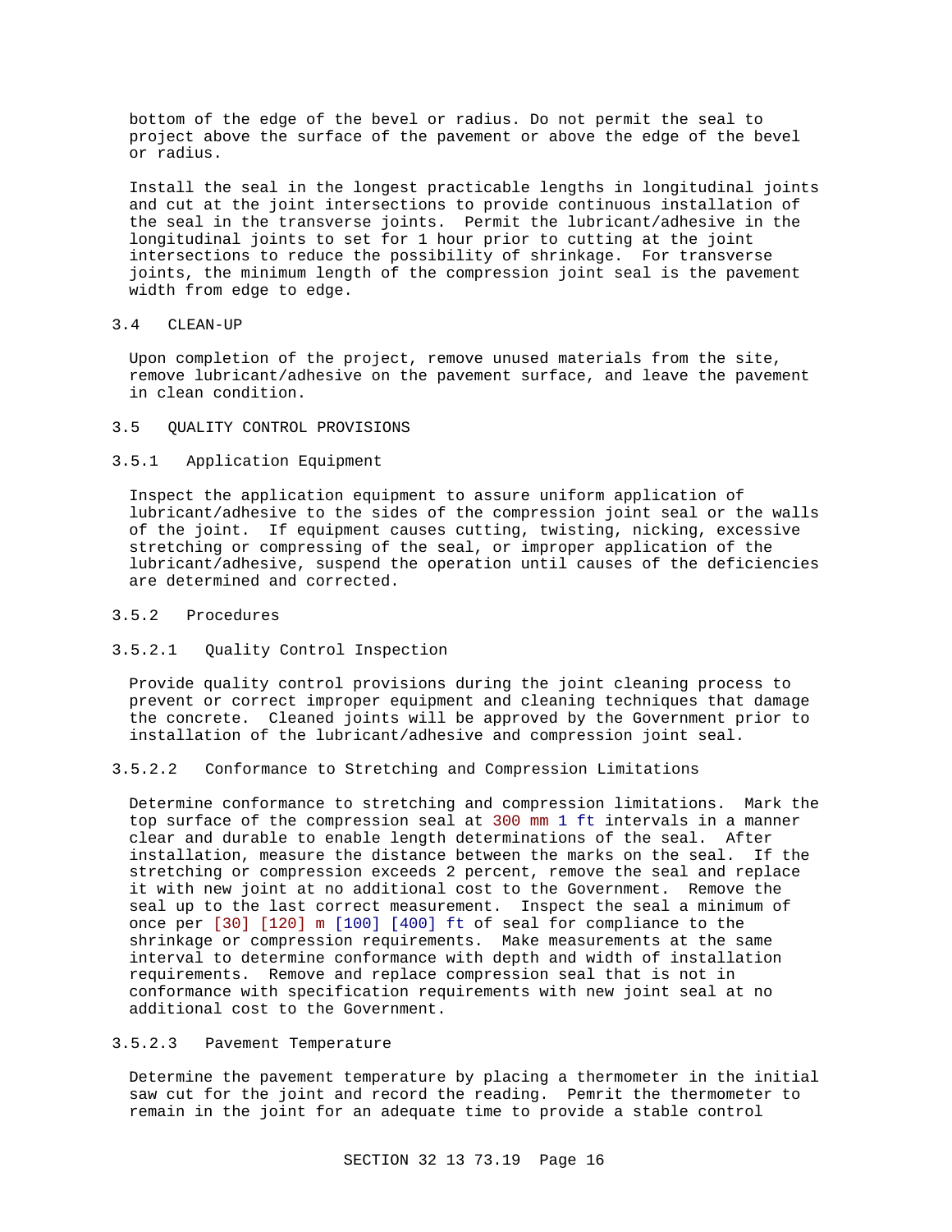bottom of the edge of the bevel or radius. Do not permit the seal to project above the surface of the pavement or above the edge of the bevel or radius.

Install the seal in the longest practicable lengths in longitudinal joints and cut at the joint intersections to provide continuous installation of the seal in the transverse joints. Permit the lubricant/adhesive in the longitudinal joints to set for 1 hour prior to cutting at the joint intersections to reduce the possibility of shrinkage. For transverse joints, the minimum length of the compression joint seal is the pavement width from edge to edge.

## 3.4 CLEAN-UP

Upon completion of the project, remove unused materials from the site, remove lubricant/adhesive on the pavement surface, and leave the pavement in clean condition.

## 3.5 QUALITY CONTROL PROVISIONS

### 3.5.1 Application Equipment

Inspect the application equipment to assure uniform application of lubricant/adhesive to the sides of the compression joint seal or the walls of the joint. If equipment causes cutting, twisting, nicking, excessive stretching or compressing of the seal, or improper application of the lubricant/adhesive, suspend the operation until causes of the deficiencies are determined and corrected.

### 3.5.2 Procedures

#### 3.5.2.1 Quality Control Inspection

Provide quality control provisions during the joint cleaning process to prevent or correct improper equipment and cleaning techniques that damage the concrete. Cleaned joints will be approved by the Government prior to installation of the lubricant/adhesive and compression joint seal.

#### 3.5.2.2 Conformance to Stretching and Compression Limitations

Determine conformance to stretching and compression limitations. Mark the top surface of the compression seal at 300 mm 1 ft intervals in a manner clear and durable to enable length determinations of the seal. After installation, measure the distance between the marks on the seal. If the stretching or compression exceeds 2 percent, remove the seal and replace it with new joint at no additional cost to the Government. Remove the seal up to the last correct measurement. Inspect the seal a minimum of once per [30] [120] m [100] [400] ft of seal for compliance to the shrinkage or compression requirements. Make measurements at the same interval to determine conformance with depth and width of installation requirements. Remove and replace compression seal that is not in conformance with specification requirements with new joint seal at no additional cost to the Government.

#### 3.5.2.3 Pavement Temperature

Determine the pavement temperature by placing a thermometer in the initial saw cut for the joint and record the reading. Pemrit the thermometer to remain in the joint for an adequate time to provide a stable control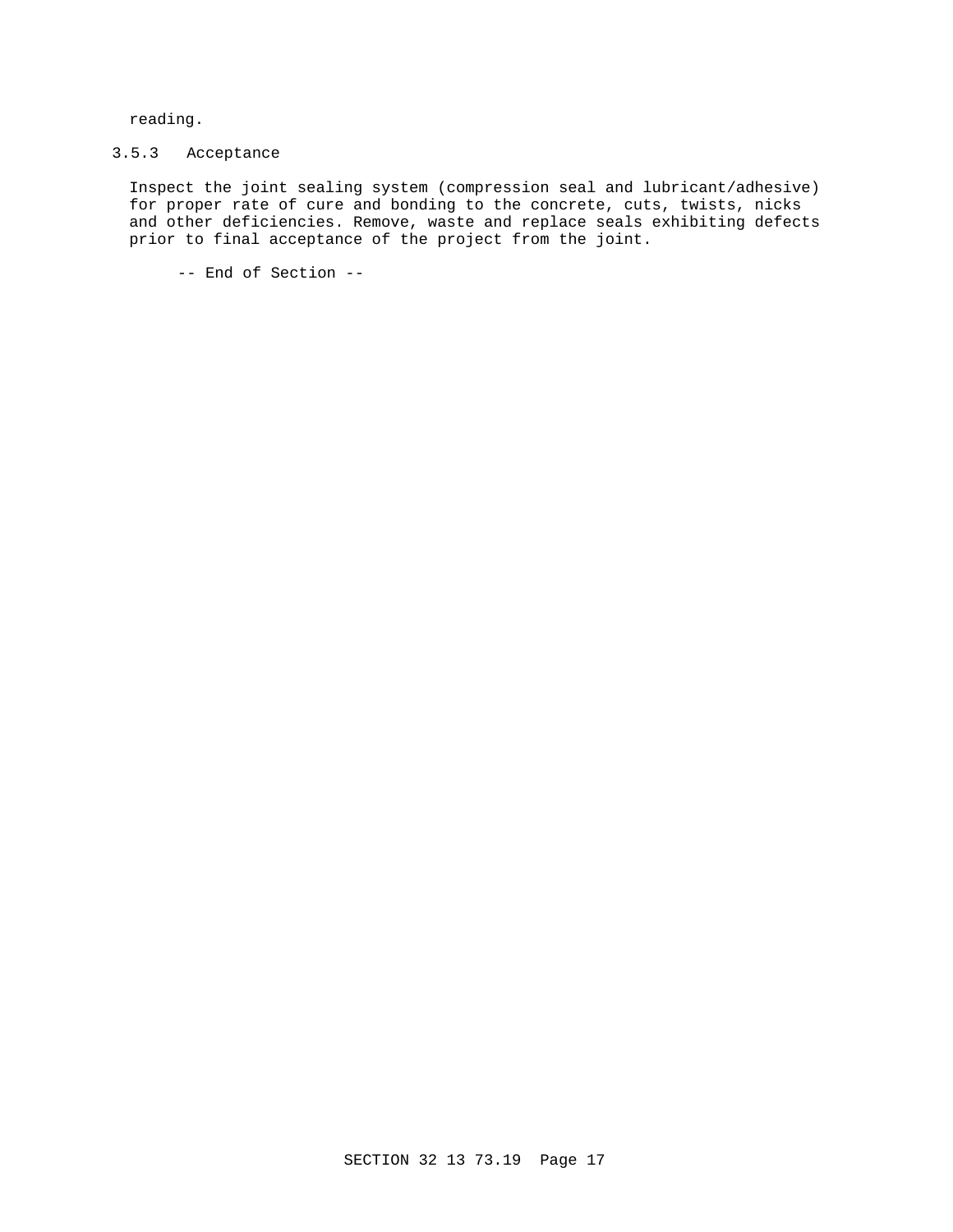reading.

### 3.5.3 Acceptance

Inspect the joint sealing system (compression seal and lubricant/adhesive) for proper rate of cure and bonding to the concrete, cuts, twists, nicks and other deficiencies. Remove, waste and replace seals exhibiting defects prior to final acceptance of the project from the joint.

-- End of Section --